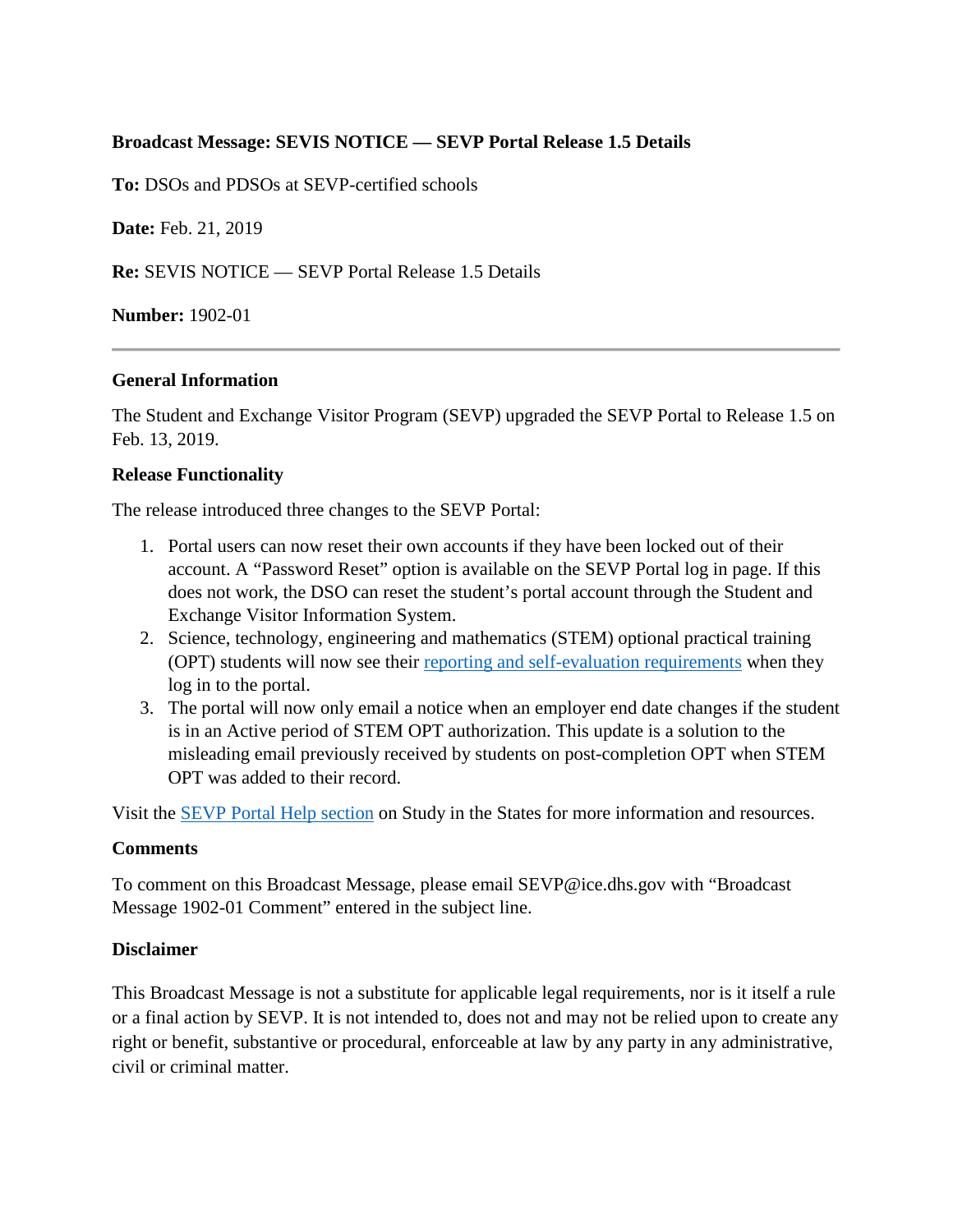**Broadcast Message: SEVIS NOTICE — SEVP Portal Release 1.5 Details**

**To:** DSOs and PDSOs at SEVP-certified schools

**Date:** Feb. 21, 2019

**Re:** SEVIS NOTICE — SEVP Portal Release 1.5 Details

**Number:** 1902-01

---

**General Information**

The Student and Exchange Visitor Program (SEVP) upgraded the SEVP Portal to Release 1.5 on Feb. 13, 2019.

**Release Functionality**

The release introduced three changes to the SEVP Portal:

1. Portal users can now reset their own accounts if they have been locked out of their account. A "Password Reset" option is available on the SEVP Portal log in page. If this does not work, the DSO can reset the student's portal account through the Student and Exchange Visitor Information System.
2. Science, technology, engineering and mathematics (STEM) optional practical training (OPT) students will now see their [reporting and self-evaluation requirements]() when they log in to the portal.
3. The portal will now only email a notice when an employer end date changes if the student is in an Active period of STEM OPT authorization. This update is a solution to the misleading email previously received by students on post-completion OPT when STEM OPT was added to their record.

Visit the [SEVP Portal Help section]() on Study in the States for more information and resources.

**Comments**

To comment on this Broadcast Message, please email SEVP@ice.dhs.gov with "Broadcast Message 1902-01 Comment" entered in the subject line.

**Disclaimer**

This Broadcast Message is not a substitute for applicable legal requirements, nor is it itself a rule or a final action by SEVP. It is not intended to, does not and may not be relied upon to create any right or benefit, substantive or procedural, enforceable at law by any party in any administrative, civil or criminal matter.